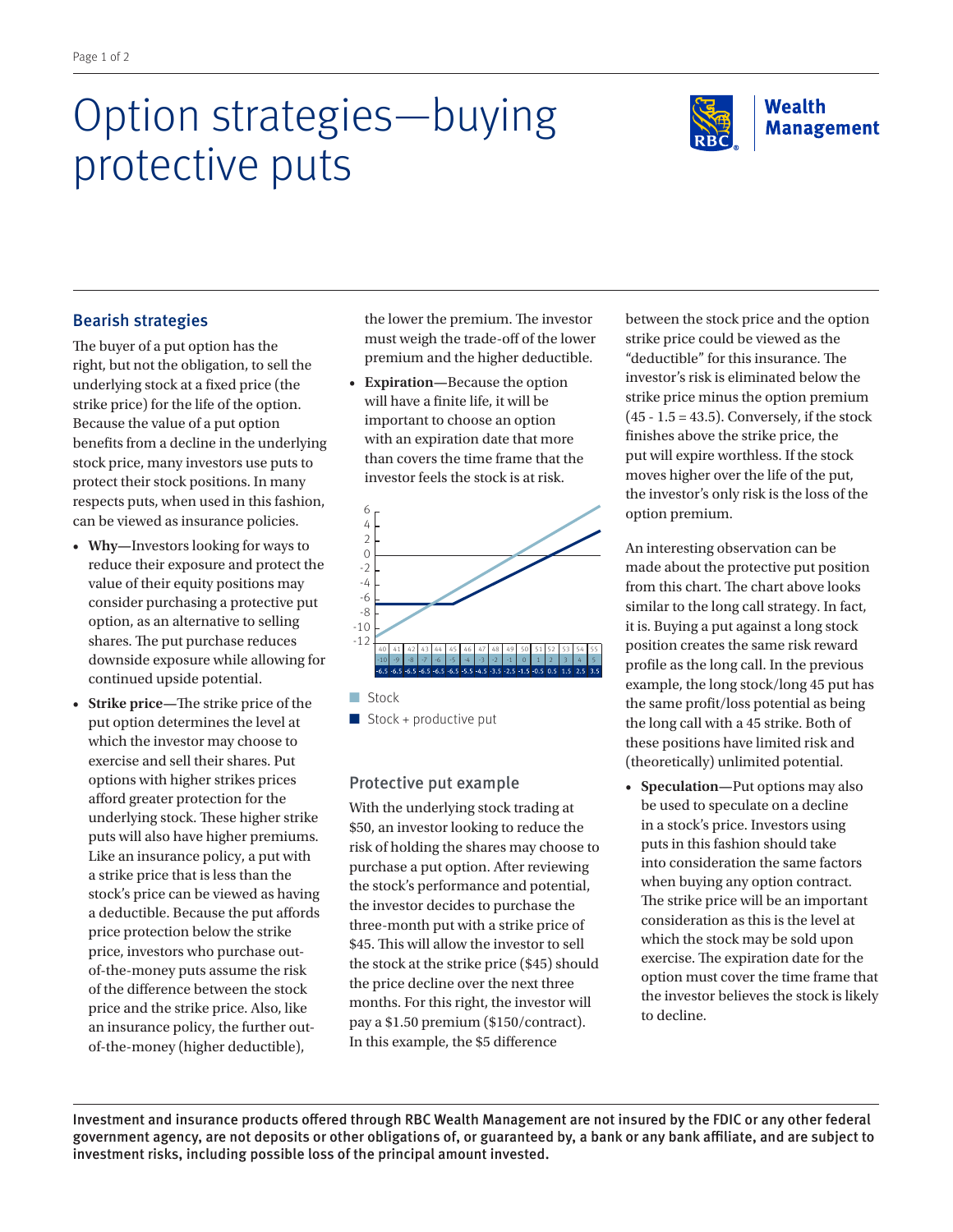# Option strategies—buying protective puts

RBC Wealth Management

## Bearish strategies

The buyer of a put option has the right, but not the obligation, to sell the underlying stock at a fixed price (the strike price) for the life of the option. Because the value of a put option benefits from a decline in the underlying stock price, many investors use puts to protect their stock positions. In many respects puts, when used in this fashion, can be viewed as insurance policies.

- **Why—**Investors looking for ways to reduce their exposure and protect the value of their equity positions may consider purchasing a protective put option, as an alternative to selling shares. The put purchase reduces downside exposure while allowing for continued upside potential.
- **Strike price—**The strike price of the put option determines the level at which the investor may choose to exercise and sell their shares. Put options with higher strikes prices afford greater protection for the underlying stock. These higher strike puts will also have higher premiums. Like an insurance policy, a put with a strike price that is less than the stock's price can be viewed as having a deductible. Because the put affords price protection below the strike price, investors who purchase out-of-the-money puts assume the risk of the difference between the stock price and the strike price. Also, like an insurance policy, the further out-of-the-money (higher deductible), the lower the premium. The investor must weigh the trade-off of the lower premium and the higher deductible.
- **Expiration—**Because the option will have a finite life, it will be important to choose an option with an expiration date that more than covers the time frame that the investor feels the stock is at risk.

| 40 | 41 | 42 | 43 | 44 | 45 | 46 | 47 | 48 | 49 | 50 | 51 | 52 | 53 | 54 | 55 |
|---|---|---|---|---|---|---|---|---|---|---|---|---|---|---|---|
| -10 | -9 | -8 | -7 | -6 | -5 | -4 | -3 | -2 | -1 | 0 | 1 | 2 | 3 | 4 | 5 |
| -6.5 | -6.5 | -6.5 | -6.5 | -6.5 | -6.5 | -5.5 | -4.5 | -3.5 | -2.5 | -1.5 | -0.5 | 0.5 | 1.5 | 2.5 | 3.5 |

■ Stock
■ Stock + productive put

### Protective put example

With the underlying stock trading at $50, an investor looking to reduce the risk of holding the shares may choose to purchase a put option. After reviewing the stock's performance and potential, the investor decides to purchase the three-month put with a strike price of $45. This will allow the investor to sell the stock at the strike price ($45) should the price decline over the next three months. For this right, the investor will pay a $1.50 premium ($150/contract). In this example, the $5 difference between the stock price and the option strike price could be viewed as the "deductible" for this insurance. The investor's risk is eliminated below the strike price minus the option premium (45 - 1.5 = 43.5). Conversely, if the stock finishes above the strike price, the put will expire worthless. If the stock moves higher over the life of the put, the investor's only risk is the loss of the option premium.

An interesting observation can be made about the protective put position from this chart. The chart above looks similar to the long call strategy. In fact, it is. Buying a put against a long stock position creates the same risk reward profile as the long call. In the previous example, the long stock/long 45 put has the same profit/loss potential as being the long call with a 45 strike. Both of these positions have limited risk and (theoretically) unlimited potential.

- **Speculation—**Put options may also be used to speculate on a decline in a stock's price. Investors using puts in this fashion should take into consideration the same factors when buying any option contract. The strike price will be an important consideration as this is the level at which the stock may be sold upon exercise. The expiration date for the option must cover the time frame that the investor believes the stock is likely to decline.

**Investment and insurance products offered through RBC Wealth Management are not insured by the FDIC or any other federal government agency, are not deposits or other obligations of, or guaranteed by, a bank or any bank affiliate, and are subject to investment risks, including possible loss of the principal amount invested.**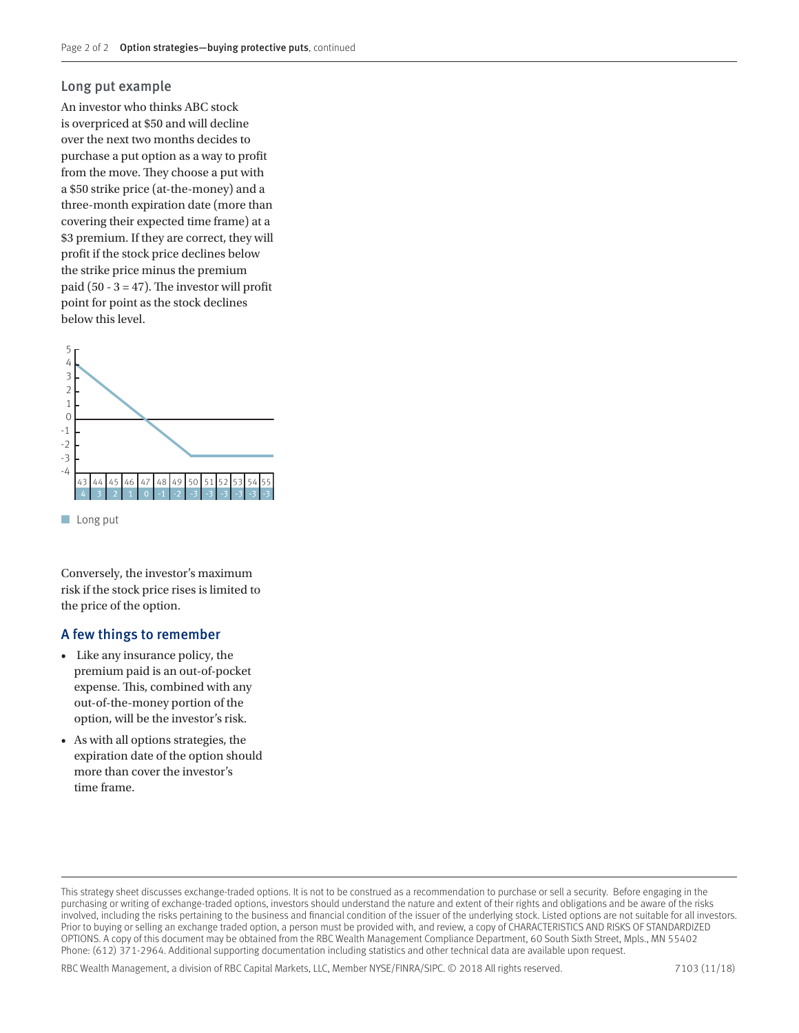## Long put example

An investor who thinks ABC stock is overpriced at $50 and will decline over the next two months decides to purchase a put option as a way to profit from the move. They choose a put with a $50 strike price (at-the-money) and a three-month expiration date (more than covering their expected time frame) at a $3 premium. If they are correct, they will profit if the stock price declines below the strike price minus the premium paid (50 - 3 = 47). The investor will profit point for point as the stock declines below this level.

5
4
3
2
1
0
-1
-2
-3
-4

43 44 45 46 47 48 49 50 51 52 53 54 55

4 3 2 1 0 -1 -2 -3 -3 -3 -3 -3 -3

Long put

Conversely, the investor's maximum risk if the stock price rises is limited to the price of the option.

## A few things to remember

- Like any insurance policy, the premium paid is an out-of-pocket expense. This, combined with any out-of-the-money portion of the option, will be the investor's risk.
- As with all options strategies, the expiration date of the option should more than cover the investor's time frame.

This strategy sheet discusses exchange-traded options. It is not to be construed as a recommendation to purchase or sell a security. Before engaging in the purchasing or writing of exchange-traded options, investors should understand the nature and extent of their rights and obligations and be aware of the risks involved, including the risks pertaining to the business and financial condition of the issuer of the underlying stock. Listed options are not suitable for all investors. Prior to buying or selling an exchange traded option, a person must be provided with, and review, a copy of CHARACTERISTICS AND RISKS OF STANDARDIZED OPTIONS. A copy of this document may be obtained from the RBC Wealth Management Compliance Department, 60 South Sixth Street, Mpls., MN 55402 Phone: (612) 371-2964. Additional supporting documentation including statistics and other technical data are available upon request.

RBC Wealth Management, a division of RBC Capital Markets, LLC, Member NYSE/FINRA/SIPC. © 2018 All rights reserved. 7103 (11/18)